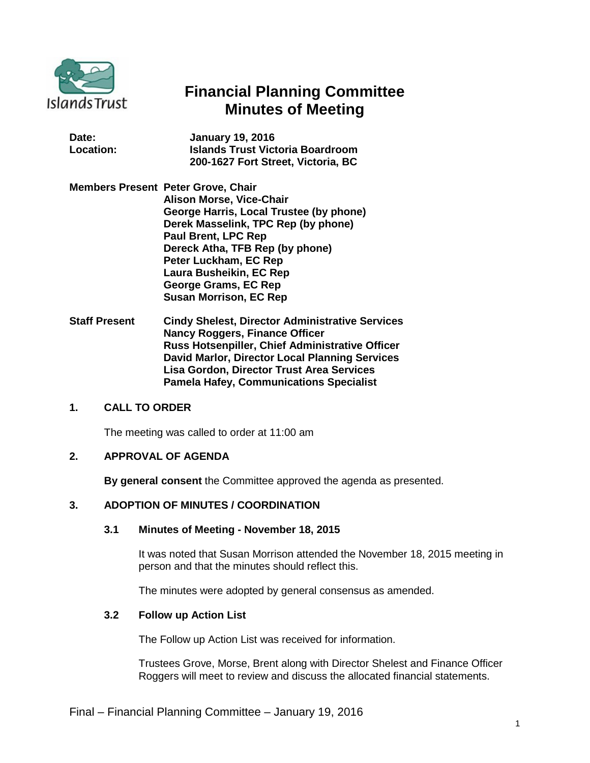# Financial Planning Committee Minutes of Meeting

**Date:** January 19, 2016
**Location:** Islands Trust Victoria Boardroom
200-1627 Fort Street, Victoria, BC

**Members Present**
Peter Grove, Chair
Alison Morse, Vice-Chair
George Harris, Local Trustee (by phone)
Derek Masselink, TPC Rep (by phone)
Paul Brent, LPC Rep
Dereck Atha, TFB Rep (by phone)
Peter Luckham, EC Rep
Laura Busheikin, EC Rep
George Grams, EC Rep
Susan Morrison, EC Rep

**Staff Present**
Cindy Shelest, Director Administrative Services
Nancy Roggers, Finance Officer
Russ Hotsenpiller, Chief Administrative Officer
David Marlor, Director Local Planning Services
Lisa Gordon, Director Trust Area Services
Pamela Hafey, Communications Specialist

## 1. CALL TO ORDER

The meeting was called to order at 11:00 am

## 2. APPROVAL OF AGENDA

**By general consent** the Committee approved the agenda as presented.

## 3. ADOPTION OF MINUTES / COORDINATION

### 3.1 Minutes of Meeting - November 18, 2015

It was noted that Susan Morrison attended the November 18, 2015 meeting in person and that the minutes should reflect this.

The minutes were adopted by general consensus as amended.

### 3.2 Follow up Action List

The Follow up Action List was received for information.

Trustees Grove, Morse, Brent along with Director Shelest and Finance Officer Roggers will meet to review and discuss the allocated financial statements.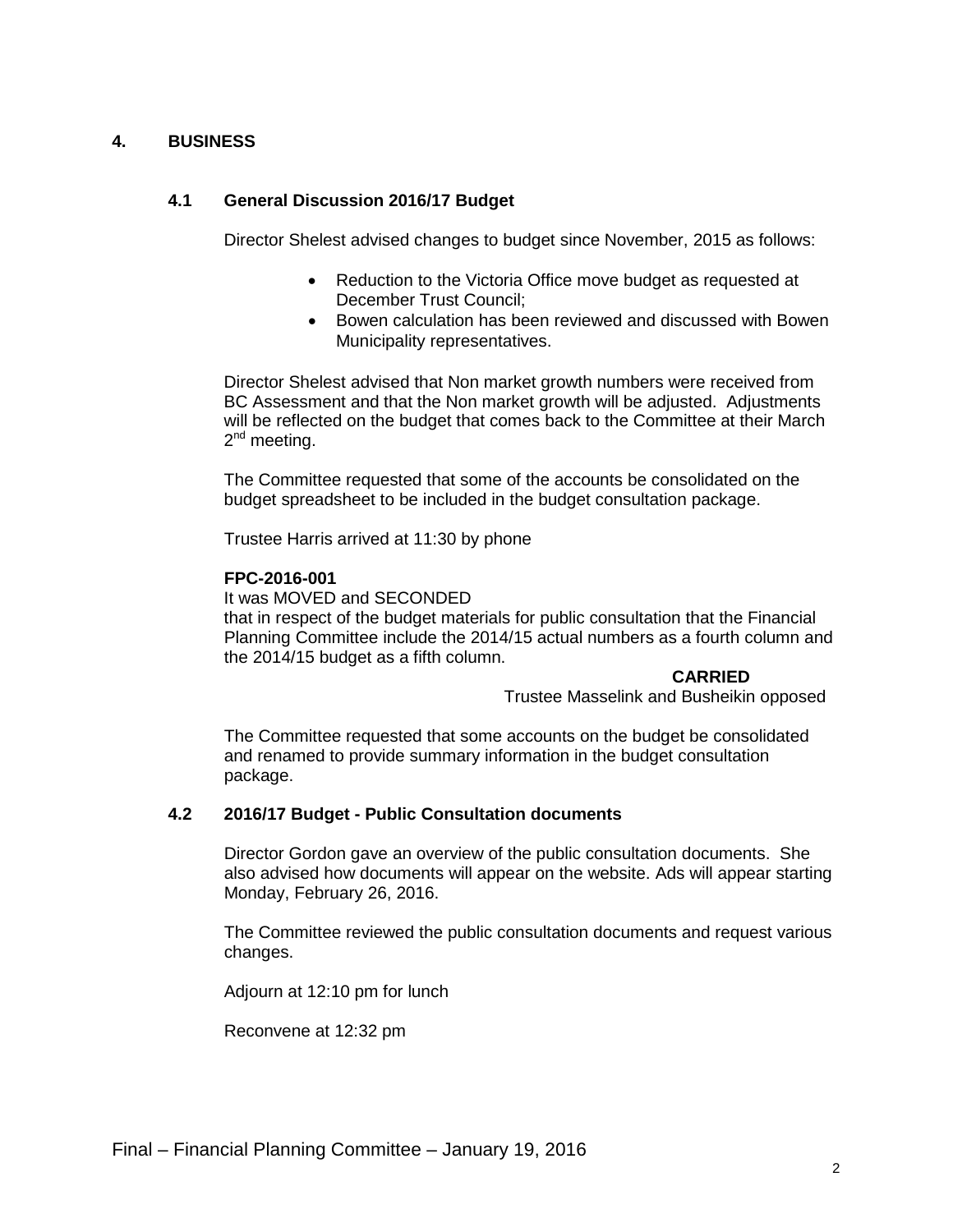## 4. BUSINESS

### 4.1 General Discussion 2016/17 Budget

Director Shelest advised changes to budget since November, 2015 as follows:

- Reduction to the Victoria Office move budget as requested at December Trust Council;
- Bowen calculation has been reviewed and discussed with Bowen Municipality representatives.

Director Shelest advised that Non market growth numbers were received from BC Assessment and that the Non market growth will be adjusted. Adjustments will be reflected on the budget that comes back to the Committee at their March 2nd meeting.

The Committee requested that some of the accounts be consolidated on the budget spreadsheet to be included in the budget consultation package.

Trustee Harris arrived at 11:30 by phone

**FPC-2016-001**

It was MOVED and SECONDED

that in respect of the budget materials for public consultation that the Financial Planning Committee include the 2014/15 actual numbers as a fourth column and the 2014/15 budget as a fifth column.

**CARRIED**

Trustee Masselink and Busheikin opposed

The Committee requested that some accounts on the budget be consolidated and renamed to provide summary information in the budget consultation package.

### 4.2 2016/17 Budget - Public Consultation documents

Director Gordon gave an overview of the public consultation documents. She also advised how documents will appear on the website. Ads will appear starting Monday, February 26, 2016.

The Committee reviewed the public consultation documents and request various changes.

Adjourn at 12:10 pm for lunch

Reconvene at 12:32 pm

Final – Financial Planning Committee – January 19, 2016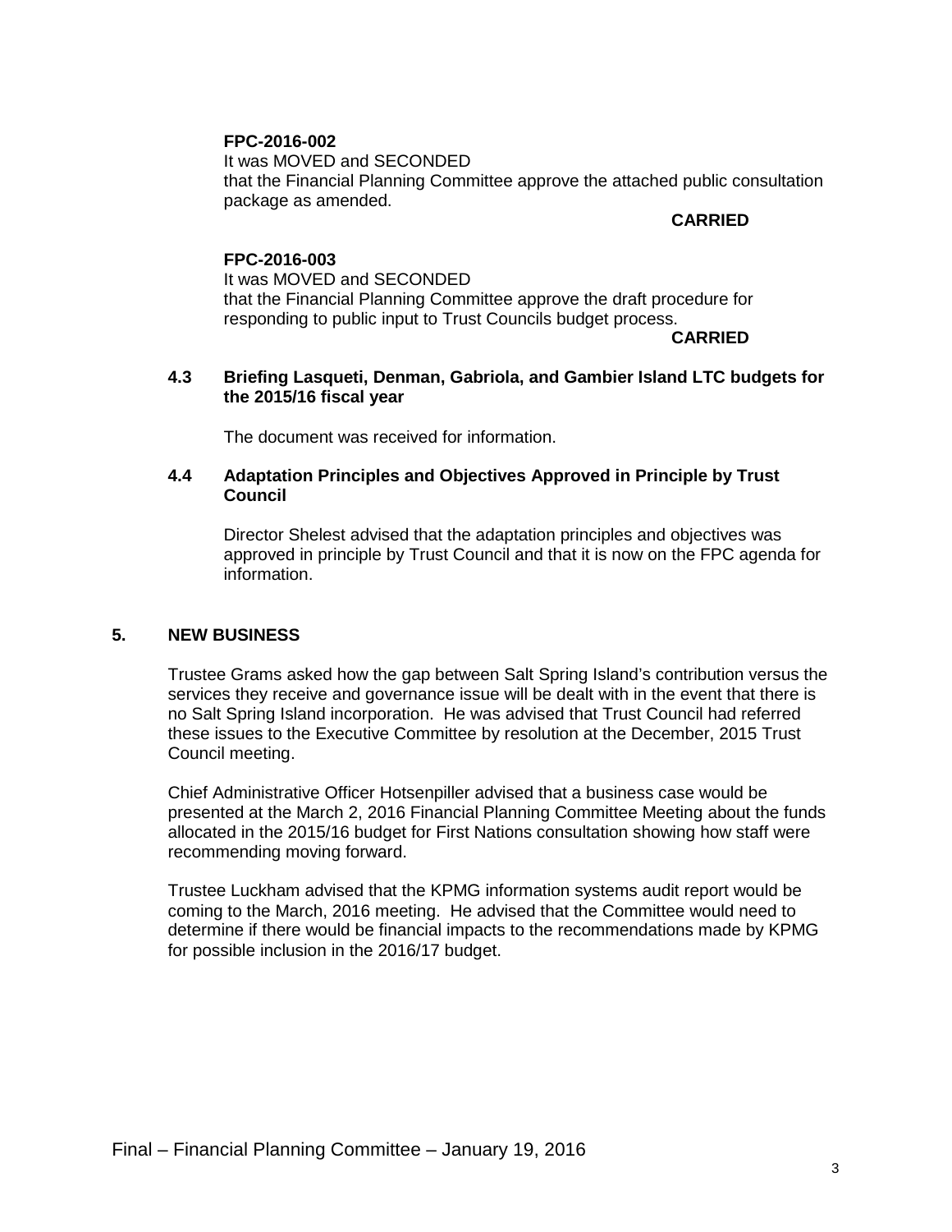**FPC-2016-002**
It was MOVED and SECONDED
that the Financial Planning Committee approve the attached public consultation package as amended.

**CARRIED**

**FPC-2016-003**
It was MOVED and SECONDED
that the Financial Planning Committee approve the draft procedure for responding to public input to Trust Councils budget process.

**CARRIED**

### 4.3 Briefing Lasqueti, Denman, Gabriola, and Gambier Island LTC budgets for the 2015/16 fiscal year

The document was received for information.

### 4.4 Adaptation Principles and Objectives Approved in Principle by Trust Council

Director Shelest advised that the adaptation principles and objectives was approved in principle by Trust Council and that it is now on the FPC agenda for information.

## 5. NEW BUSINESS

Trustee Grams asked how the gap between Salt Spring Island's contribution versus the services they receive and governance issue will be dealt with in the event that there is no Salt Spring Island incorporation. He was advised that Trust Council had referred these issues to the Executive Committee by resolution at the December, 2015 Trust Council meeting.

Chief Administrative Officer Hotsenpiller advised that a business case would be presented at the March 2, 2016 Financial Planning Committee Meeting about the funds allocated in the 2015/16 budget for First Nations consultation showing how staff were recommending moving forward.

Trustee Luckham advised that the KPMG information systems audit report would be coming to the March, 2016 meeting. He advised that the Committee would need to determine if there would be financial impacts to the recommendations made by KPMG for possible inclusion in the 2016/17 budget.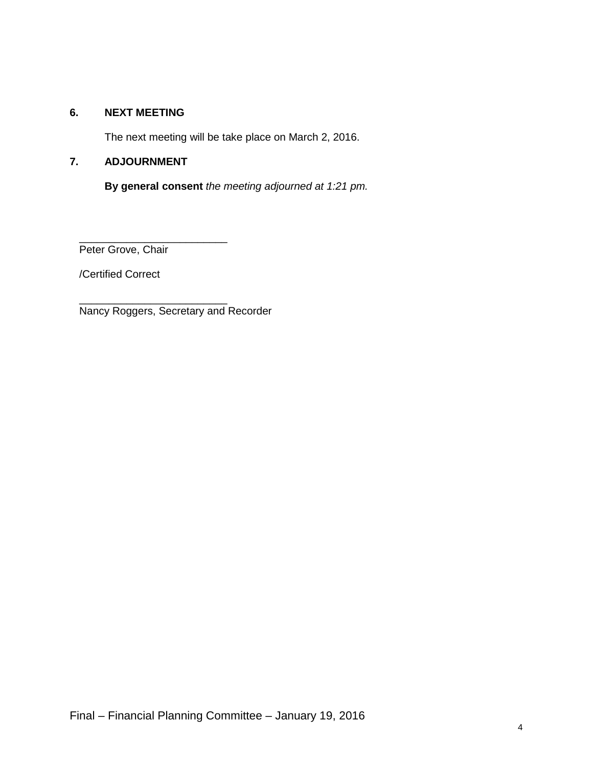## 6. NEXT MEETING

The next meeting will be take place on March 2, 2016.

## 7. ADJOURNMENT

**By general consent** *the meeting adjourned at 1:21 pm.*

\_\_\_\_\_\_\_\_\_\_\_\_\_\_\_\_\_\_\_\_\_\_\_\_\_
Peter Grove, Chair

/Certified Correct

\_\_\_\_\_\_\_\_\_\_\_\_\_\_\_\_\_\_\_\_\_\_\_\_\_
Nancy Roggers, Secretary and Recorder